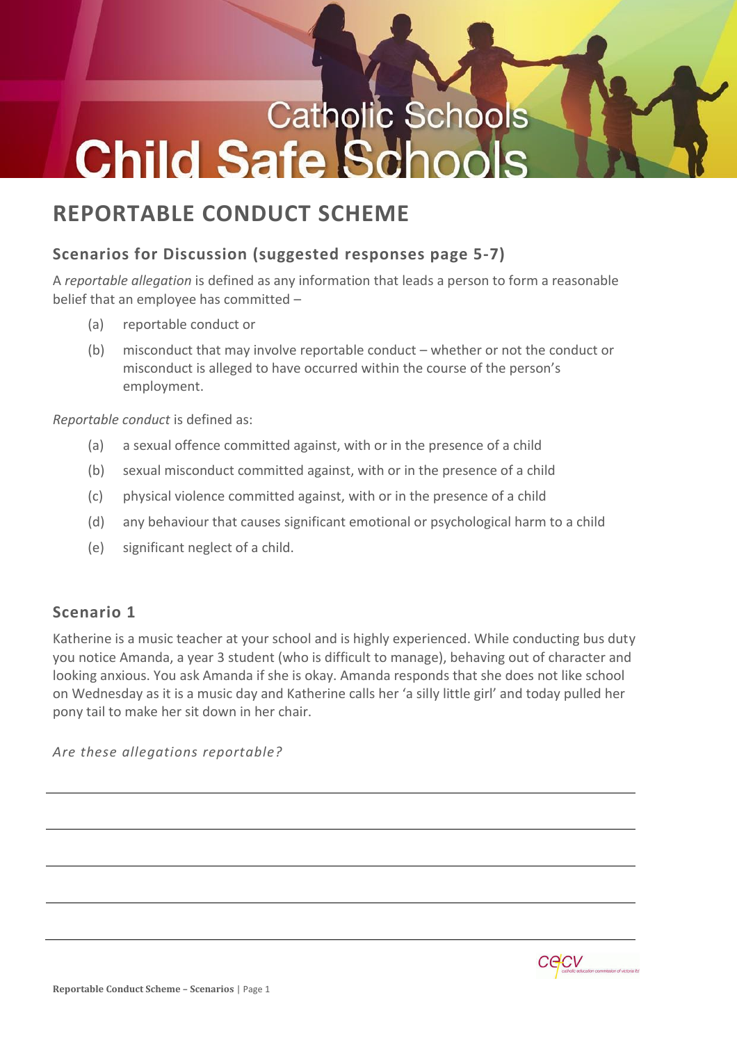# Catholic Schools Child Safe Schools

## REPORTABLE CONDUCT SCHEME

### Scenarios for Discussion (suggested responses page 5-7)

A *reportable allegation* is defined as any information that leads a person to form a reasonable belief that an employee has committed –

- (a) reportable conduct or
- (b) misconduct that may involve reportable conduct – whether or not the conduct or misconduct is alleged to have occurred within the course of the person's employment.

*Reportable conduct* is defined as:

- (a) a sexual offence committed against, with or in the presence of a child
- (b) sexual misconduct committed against, with or in the presence of a child
- (c) physical violence committed against, with or in the presence of a child
- (d) any behaviour that causes significant emotional or psychological harm to a child
- (e) significant neglect of a child.

### Scenario 1

Katherine is a music teacher at your school and is highly experienced. While conducting bus duty you notice Amanda, a year 3 student (who is difficult to manage), behaving out of character and looking anxious. You ask Amanda if she is okay. Amanda responds that she does not like school on Wednesday as it is a music day and Katherine calls her 'a silly little girl' and today pulled her pony tail to make her sit down in her chair.

*Are these allegations reportable?*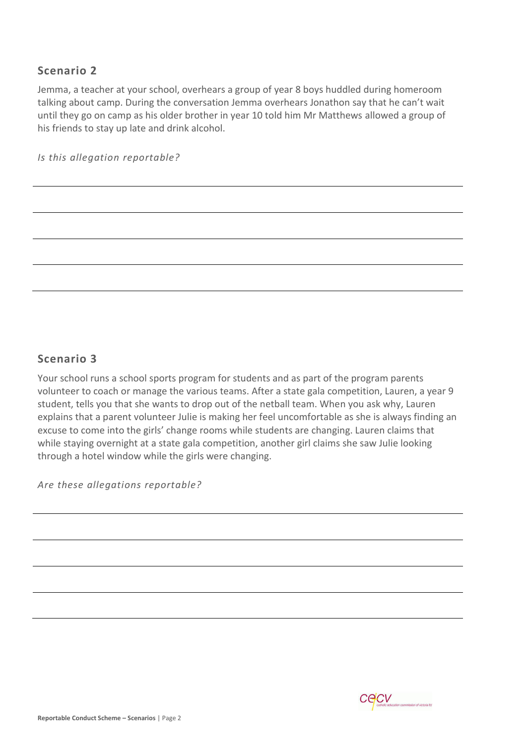## Scenario 2

Jemma, a teacher at your school, overhears a group of year 8 boys huddled during homeroom talking about camp. During the conversation Jemma overhears Jonathon say that he can't wait until they go on camp as his older brother in year 10 told him Mr Matthews allowed a group of his friends to stay up late and drink alcohol.

*Is this allegation reportable?*

## Scenario 3

Your school runs a school sports program for students and as part of the program parents volunteer to coach or manage the various teams. After a state gala competition, Lauren, a year 9 student, tells you that she wants to drop out of the netball team. When you ask why, Lauren explains that a parent volunteer Julie is making her feel uncomfortable as she is always finding an excuse to come into the girls' change rooms while students are changing. Lauren claims that while staying overnight at a state gala competition, another girl claims she saw Julie looking through a hotel window while the girls were changing.

*Are these allegations reportable?*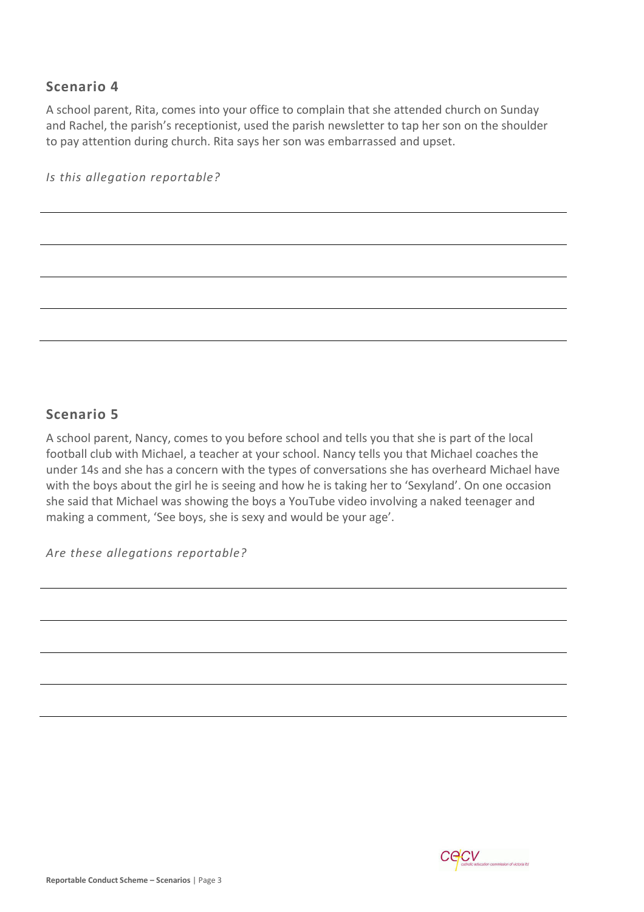## Scenario 4

A school parent, Rita, comes into your office to complain that she attended church on Sunday and Rachel, the parish's receptionist, used the parish newsletter to tap her son on the shoulder to pay attention during church. Rita says her son was embarrassed and upset.

*Is this allegation reportable?*

## Scenario 5

A school parent, Nancy, comes to you before school and tells you that she is part of the local football club with Michael, a teacher at your school. Nancy tells you that Michael coaches the under 14s and she has a concern with the types of conversations she has overheard Michael have with the boys about the girl he is seeing and how he is taking her to 'Sexyland'. On one occasion she said that Michael was showing the boys a YouTube video involving a naked teenager and making a comment, 'See boys, she is sexy and would be your age'.

*Are these allegations reportable?*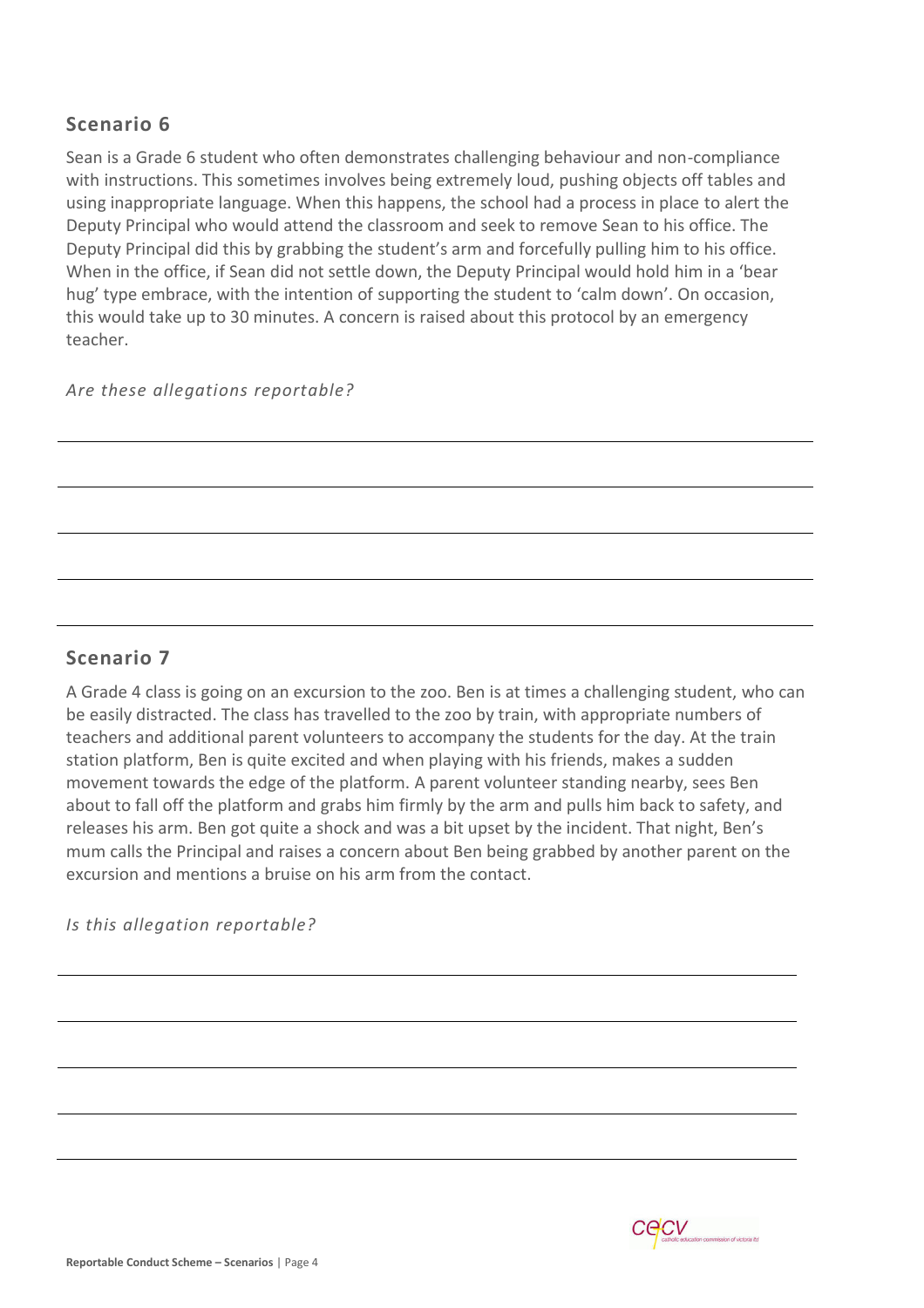## Scenario 6

Sean is a Grade 6 student who often demonstrates challenging behaviour and non-compliance with instructions. This sometimes involves being extremely loud, pushing objects off tables and using inappropriate language. When this happens, the school had a process in place to alert the Deputy Principal who would attend the classroom and seek to remove Sean to his office. The Deputy Principal did this by grabbing the student's arm and forcefully pulling him to his office. When in the office, if Sean did not settle down, the Deputy Principal would hold him in a 'bear hug' type embrace, with the intention of supporting the student to 'calm down'. On occasion, this would take up to 30 minutes. A concern is raised about this protocol by an emergency teacher.

*Are these allegations reportable?*

## Scenario 7

A Grade 4 class is going on an excursion to the zoo. Ben is at times a challenging student, who can be easily distracted. The class has travelled to the zoo by train, with appropriate numbers of teachers and additional parent volunteers to accompany the students for the day. At the train station platform, Ben is quite excited and when playing with his friends, makes a sudden movement towards the edge of the platform. A parent volunteer standing nearby, sees Ben about to fall off the platform and grabs him firmly by the arm and pulls him back to safety, and releases his arm. Ben got quite a shock and was a bit upset by the incident. That night, Ben's mum calls the Principal and raises a concern about Ben being grabbed by another parent on the excursion and mentions a bruise on his arm from the contact.

*Is this allegation reportable?*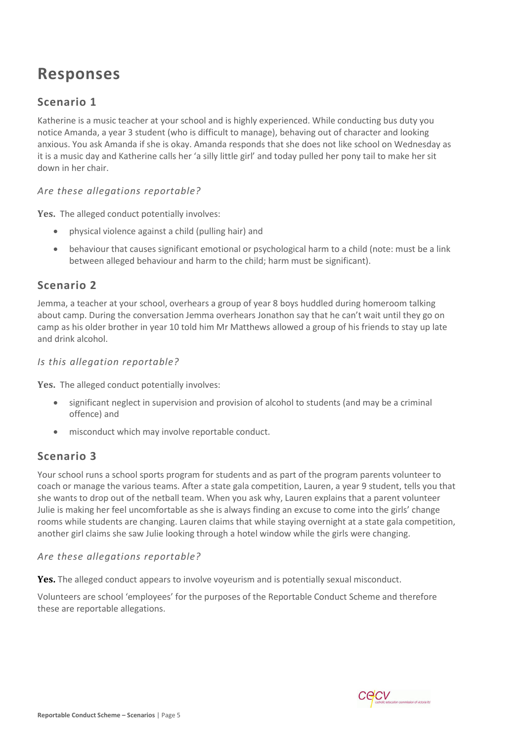# Responses

## Scenario 1

Katherine is a music teacher at your school and is highly experienced. While conducting bus duty you notice Amanda, a year 3 student (who is difficult to manage), behaving out of character and looking anxious. You ask Amanda if she is okay. Amanda responds that she does not like school on Wednesday as it is a music day and Katherine calls her 'a silly little girl' and today pulled her pony tail to make her sit down in her chair.

### *Are these allegations reportable?*

**Yes.** The alleged conduct potentially involves:

- physical violence against a child (pulling hair) and
- behaviour that causes significant emotional or psychological harm to a child (note: must be a link between alleged behaviour and harm to the child; harm must be significant).

## Scenario 2

Jemma, a teacher at your school, overhears a group of year 8 boys huddled during homeroom talking about camp. During the conversation Jemma overhears Jonathon say that he can't wait until they go on camp as his older brother in year 10 told him Mr Matthews allowed a group of his friends to stay up late and drink alcohol.

### *Is this allegation reportable?*

**Yes.** The alleged conduct potentially involves:

- significant neglect in supervision and provision of alcohol to students (and may be a criminal offence) and
- misconduct which may involve reportable conduct.

## Scenario 3

Your school runs a school sports program for students and as part of the program parents volunteer to coach or manage the various teams. After a state gala competition, Lauren, a year 9 student, tells you that she wants to drop out of the netball team. When you ask why, Lauren explains that a parent volunteer Julie is making her feel uncomfortable as she is always finding an excuse to come into the girls' change rooms while students are changing. Lauren claims that while staying overnight at a state gala competition, another girl claims she saw Julie looking through a hotel window while the girls were changing.

### *Are these allegations reportable?*

**Yes.** The alleged conduct appears to involve voyeurism and is potentially sexual misconduct.

Volunteers are school 'employees' for the purposes of the Reportable Conduct Scheme and therefore these are reportable allegations.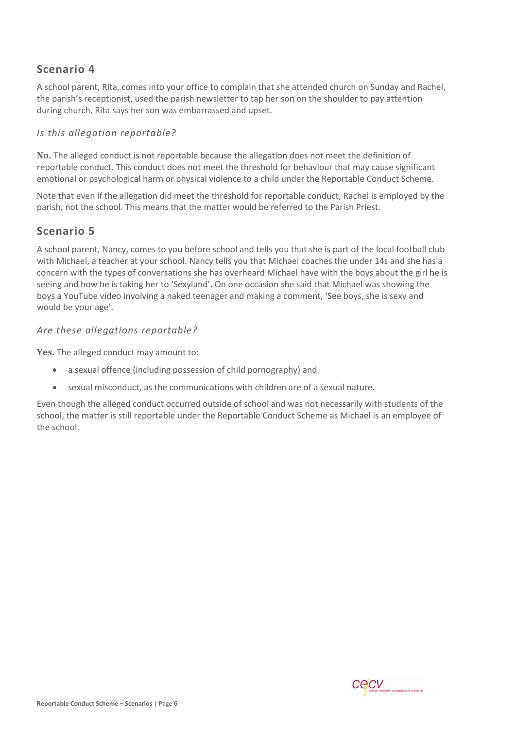## Scenario 4

A school parent, Rita, comes into your office to complain that she attended church on Sunday and Rachel, the parish's receptionist, used the parish newsletter to tap her son on the shoulder to pay attention during church. Rita says her son was embarrassed and upset.

### *Is this allegation reportable?*

**No.** The alleged conduct is not reportable because the allegation does not meet the definition of reportable conduct. This conduct does not meet the threshold for behaviour that may cause significant emotional or psychological harm or physical violence to a child under the Reportable Conduct Scheme.

Note that even if the allegation did meet the threshold for reportable conduct, Rachel is employed by the parish, not the school. This means that the matter would be referred to the Parish Priest.

## Scenario 5

A school parent, Nancy, comes to you before school and tells you that she is part of the local football club with Michael, a teacher at your school. Nancy tells you that Michael coaches the under 14s and she has a concern with the types of conversations she has overheard Michael have with the boys about the girl he is seeing and how he is taking her to 'Sexyland'. On one occasion she said that Michael was showing the boys a YouTube video involving a naked teenager and making a comment, 'See boys, she is sexy and would be your age'.

### *Are these allegations reportable?*

**Yes.** The alleged conduct may amount to:

- a sexual offence (including possession of child pornography) and
- sexual misconduct, as the communications with children are of a sexual nature.

Even though the alleged conduct occurred outside of school and was not necessarily with students of the school, the matter is still reportable under the Reportable Conduct Scheme as Michael is an employee of the school.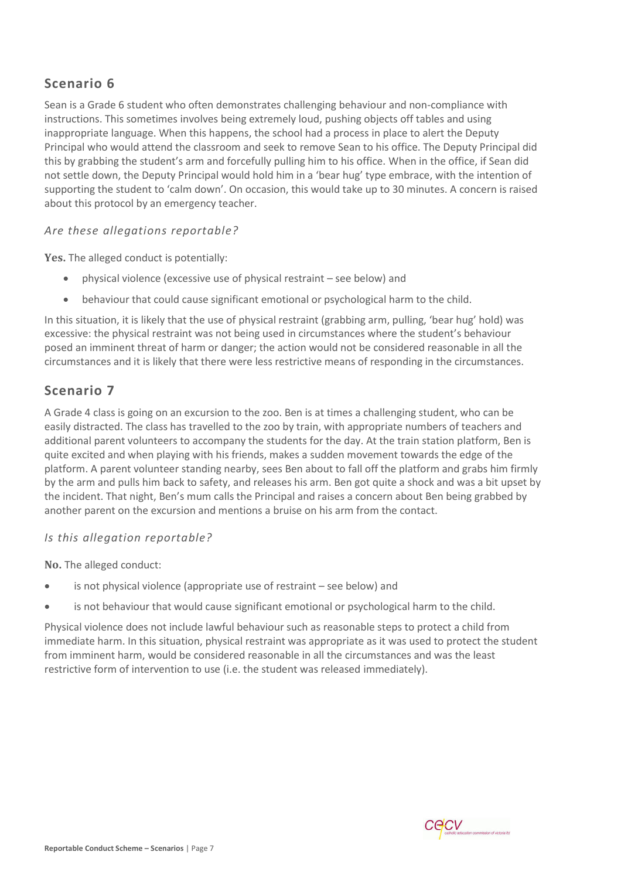## Scenario 6

Sean is a Grade 6 student who often demonstrates challenging behaviour and non-compliance with instructions. This sometimes involves being extremely loud, pushing objects off tables and using inappropriate language. When this happens, the school had a process in place to alert the Deputy Principal who would attend the classroom and seek to remove Sean to his office. The Deputy Principal did this by grabbing the student's arm and forcefully pulling him to his office. When in the office, if Sean did not settle down, the Deputy Principal would hold him in a 'bear hug' type embrace, with the intention of supporting the student to 'calm down'. On occasion, this would take up to 30 minutes. A concern is raised about this protocol by an emergency teacher.

### *Are these allegations reportable?*

**Yes.** The alleged conduct is potentially:

- physical violence (excessive use of physical restraint – see below) and
- behaviour that could cause significant emotional or psychological harm to the child.

In this situation, it is likely that the use of physical restraint (grabbing arm, pulling, 'bear hug' hold) was excessive: the physical restraint was not being used in circumstances where the student's behaviour posed an imminent threat of harm or danger; the action would not be considered reasonable in all the circumstances and it is likely that there were less restrictive means of responding in the circumstances.

## Scenario 7

A Grade 4 class is going on an excursion to the zoo. Ben is at times a challenging student, who can be easily distracted. The class has travelled to the zoo by train, with appropriate numbers of teachers and additional parent volunteers to accompany the students for the day. At the train station platform, Ben is quite excited and when playing with his friends, makes a sudden movement towards the edge of the platform. A parent volunteer standing nearby, sees Ben about to fall off the platform and grabs him firmly by the arm and pulls him back to safety, and releases his arm. Ben got quite a shock and was a bit upset by the incident. That night, Ben's mum calls the Principal and raises a concern about Ben being grabbed by another parent on the excursion and mentions a bruise on his arm from the contact.

### *Is this allegation reportable?*

**No.** The alleged conduct:

- is not physical violence (appropriate use of restraint – see below) and
- is not behaviour that would cause significant emotional or psychological harm to the child.

Physical violence does not include lawful behaviour such as reasonable steps to protect a child from immediate harm. In this situation, physical restraint was appropriate as it was used to protect the student from imminent harm, would be considered reasonable in all the circumstances and was the least restrictive form of intervention to use (i.e. the student was released immediately).